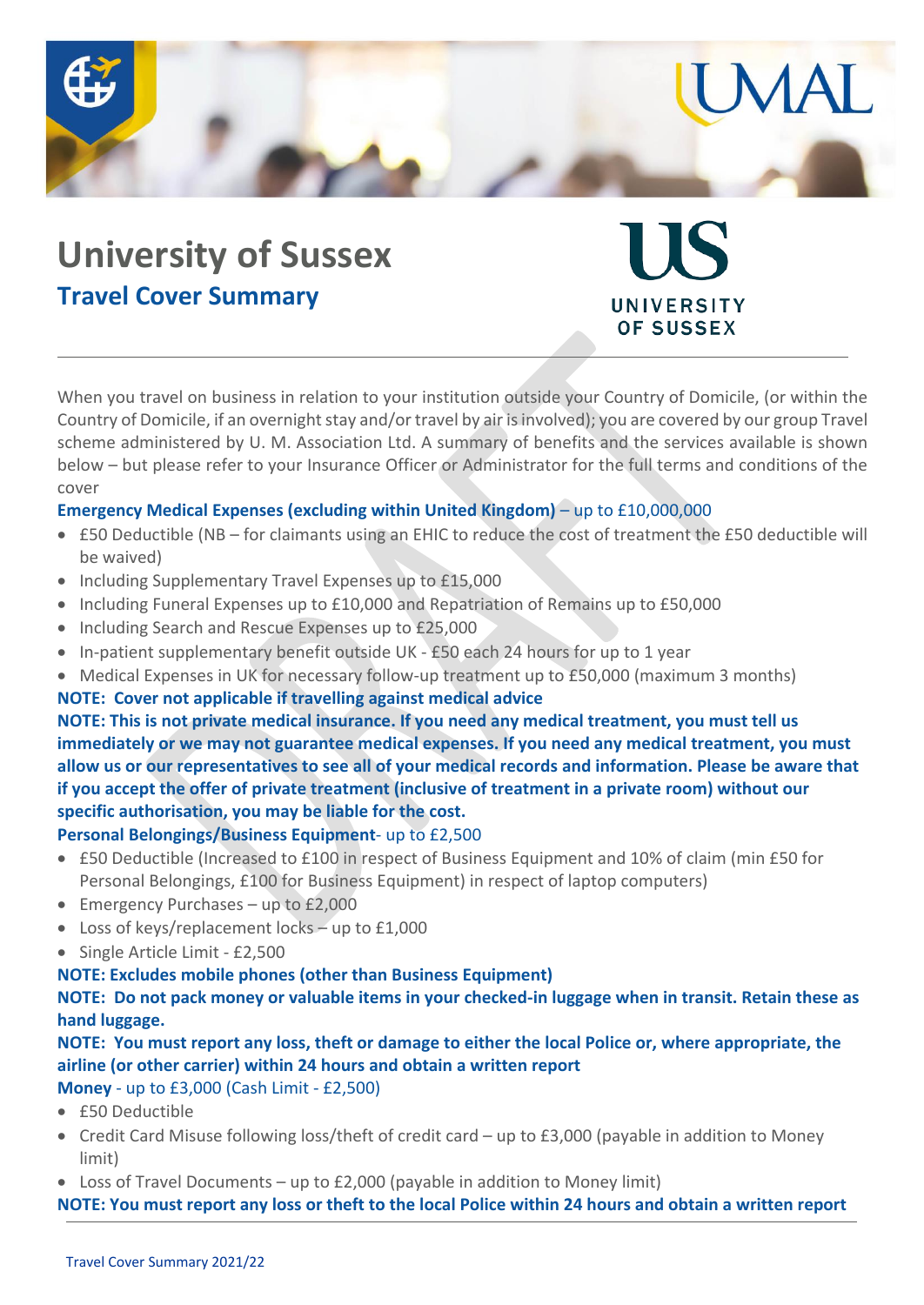# University of Sussex

## Travel Cover Summary

When you travel on business in relation to your institution outside your Country of Domicile, (or within the Country of Domicile, if an overnight stay and/or travel by air is involved); you are covered by our group Travel scheme administered by U. M. Association Ltd. A summary of benefits and the services available is shown below – but please refer to your Insurance Officer or Administrator for the full terms and conditions of the cover

**Emergency Medical Expenses (excluding within United Kingdom)** – up to £10,000,000

- £50 Deductible (NB – for claimants using an EHIC to reduce the cost of treatment the £50 deductible will be waived)
- Including Supplementary Travel Expenses up to £15,000
- Including Funeral Expenses up to £10,000 and Repatriation of Remains up to £50,000
- Including Search and Rescue Expenses up to £25,000
- In-patient supplementary benefit outside UK - £50 each 24 hours for up to 1 year
- Medical Expenses in UK for necessary follow-up treatment up to £50,000 (maximum 3 months)

**NOTE: Cover not applicable if travelling against medical advice**

**NOTE: This is not private medical insurance. If you need any medical treatment, you must tell us immediately or we may not guarantee medical expenses. If you need any medical treatment, you must allow us or our representatives to see all of your medical records and information. Please be aware that if you accept the offer of private treatment (inclusive of treatment in a private room) without our specific authorisation, you may be liable for the cost.**

**Personal Belongings/Business Equipment**- up to £2,500

- £50 Deductible (Increased to £100 in respect of Business Equipment and 10% of claim (min £50 for Personal Belongings, £100 for Business Equipment) in respect of laptop computers)
- Emergency Purchases – up to £2,000
- Loss of keys/replacement locks – up to £1,000
- Single Article Limit - £2,500

**NOTE: Excludes mobile phones (other than Business Equipment)**

**NOTE: Do not pack money or valuable items in your checked-in luggage when in transit. Retain these as hand luggage.**

**NOTE: You must report any loss, theft or damage to either the local Police or, where appropriate, the airline (or other carrier) within 24 hours and obtain a written report**

**Money** - up to £3,000 (Cash Limit - £2,500)

- £50 Deductible
- Credit Card Misuse following loss/theft of credit card – up to £3,000 (payable in addition to Money limit)
- Loss of Travel Documents – up to £2,000 (payable in addition to Money limit)

**NOTE: You must report any loss or theft to the local Police within 24 hours and obtain a written report**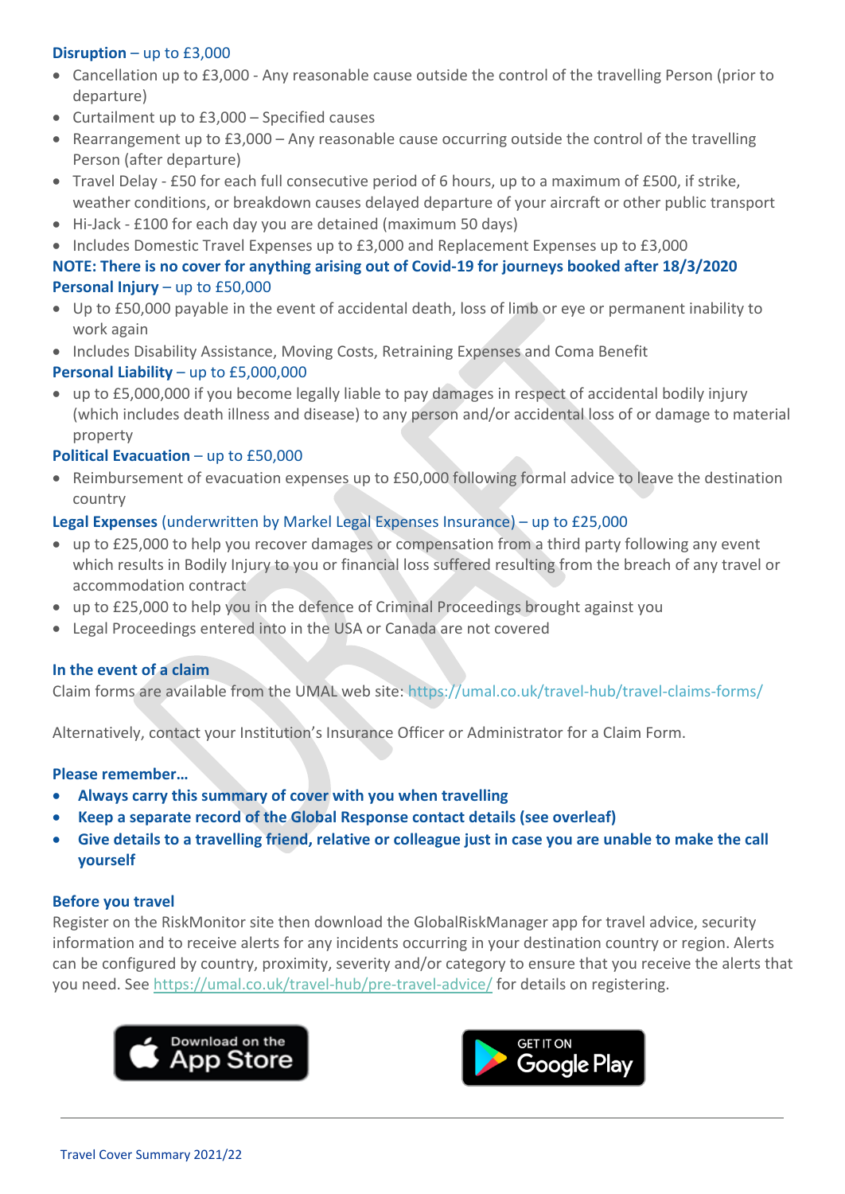**Disruption** – up to £3,000

- Cancellation up to £3,000 - Any reasonable cause outside the control of the travelling Person (prior to departure)
- Curtailment up to £3,000 – Specified causes
- Rearrangement up to £3,000 – Any reasonable cause occurring outside the control of the travelling Person (after departure)
- Travel Delay - £50 for each full consecutive period of 6 hours, up to a maximum of £500, if strike, weather conditions, or breakdown causes delayed departure of your aircraft or other public transport
- Hi-Jack - £100 for each day you are detained (maximum 50 days)
- Includes Domestic Travel Expenses up to £3,000 and Replacement Expenses up to £3,000

**NOTE: There is no cover for anything arising out of Covid-19 for journeys booked after 18/3/2020**

**Personal Injury** – up to £50,000

- Up to £50,000 payable in the event of accidental death, loss of limb or eye or permanent inability to work again
- Includes Disability Assistance, Moving Costs, Retraining Expenses and Coma Benefit

**Personal Liability** – up to £5,000,000

- up to £5,000,000 if you become legally liable to pay damages in respect of accidental bodily injury (which includes death illness and disease) to any person and/or accidental loss of or damage to material property

**Political Evacuation** – up to £50,000

- Reimbursement of evacuation expenses up to £50,000 following formal advice to leave the destination country

**Legal Expenses** (underwritten by Markel Legal Expenses Insurance) – up to £25,000

- up to £25,000 to help you recover damages or compensation from a third party following any event which results in Bodily Injury to you or financial loss suffered resulting from the breach of any travel or accommodation contract
- up to £25,000 to help you in the defence of Criminal Proceedings brought against you
- Legal Proceedings entered into in the USA or Canada are not covered

**In the event of a claim**

Claim forms are available from the UMAL web site: https://umal.co.uk/travel-hub/travel-claims-forms/

Alternatively, contact your Institution's Insurance Officer or Administrator for a Claim Form.

**Please remember…**

- **Always carry this summary of cover with you when travelling**
- **Keep a separate record of the Global Response contact details (see overleaf)**
- **Give details to a travelling friend, relative or colleague just in case you are unable to make the call yourself**

**Before you travel**

Register on the RiskMonitor site then download the GlobalRiskManager app for travel advice, security information and to receive alerts for any incidents occurring in your destination country or region. Alerts can be configured by country, proximity, severity and/or category to ensure that you receive the alerts that you need. See https://umal.co.uk/travel-hub/pre-travel-advice/ for details on registering.

Download on the App Store

GET IT ON Google Play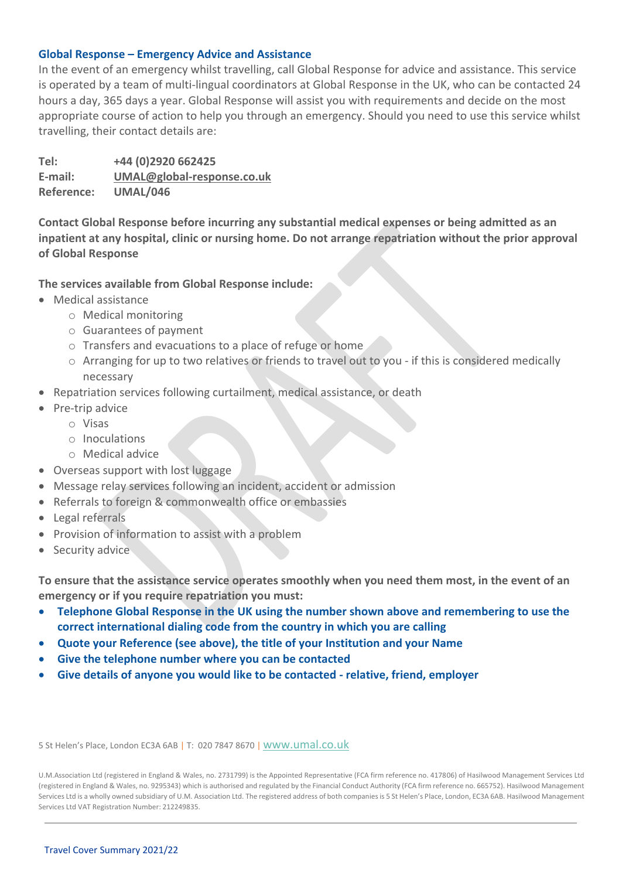## Global Response – Emergency Advice and Assistance

In the event of an emergency whilst travelling, call Global Response for advice and assistance. This service is operated by a team of multi-lingual coordinators at Global Response in the UK, who can be contacted 24 hours a day, 365 days a year. Global Response will assist you with requirements and decide on the most appropriate course of action to help you through an emergency. Should you need to use this service whilst travelling, their contact details are:

**Tel:** **+44 (0)2920 662425**
**E-mail:** **UMAL@global-response.co.uk**
**Reference:** **UMAL/046**

**Contact Global Response before incurring any substantial medical expenses or being admitted as an inpatient at any hospital, clinic or nursing home. Do not arrange repatriation without the prior approval of Global Response**

**The services available from Global Response include:**

- Medical assistance
  - Medical monitoring
  - Guarantees of payment
  - Transfers and evacuations to a place of refuge or home
  - Arranging for up to two relatives or friends to travel out to you - if this is considered medically necessary
- Repatriation services following curtailment, medical assistance, or death
- Pre-trip advice
  - Visas
  - Inoculations
  - Medical advice
- Overseas support with lost luggage
- Message relay services following an incident, accident or admission
- Referrals to foreign & commonwealth office or embassies
- Legal referrals
- Provision of information to assist with a problem
- Security advice

**To ensure that the assistance service operates smoothly when you need them most, in the event of an emergency or if you require repatriation you must:**

- **Telephone Global Response in the UK using the number shown above and remembering to use the correct international dialing code from the country in which you are calling**
- **Quote your Reference (see above), the title of your Institution and your Name**
- **Give the telephone number where you can be contacted**
- **Give details of anyone you would like to be contacted - relative, friend, employer**

5 St Helen's Place, London EC3A 6AB | T: 020 7847 8670 | www.umal.co.uk

U.M.Association Ltd (registered in England & Wales, no. 2731799) is the Appointed Representative (FCA firm reference no. 417806) of Hasilwood Management Services Ltd (registered in England & Wales, no. 9295343) which is authorised and regulated by the Financial Conduct Authority (FCA firm reference no. 665752). Hasilwood Management Services Ltd is a wholly owned subsidiary of U.M. Association Ltd. The registered address of both companies is 5 St Helen's Place, London, EC3A 6AB. Hasilwood Management Services Ltd VAT Registration Number: 212249835.